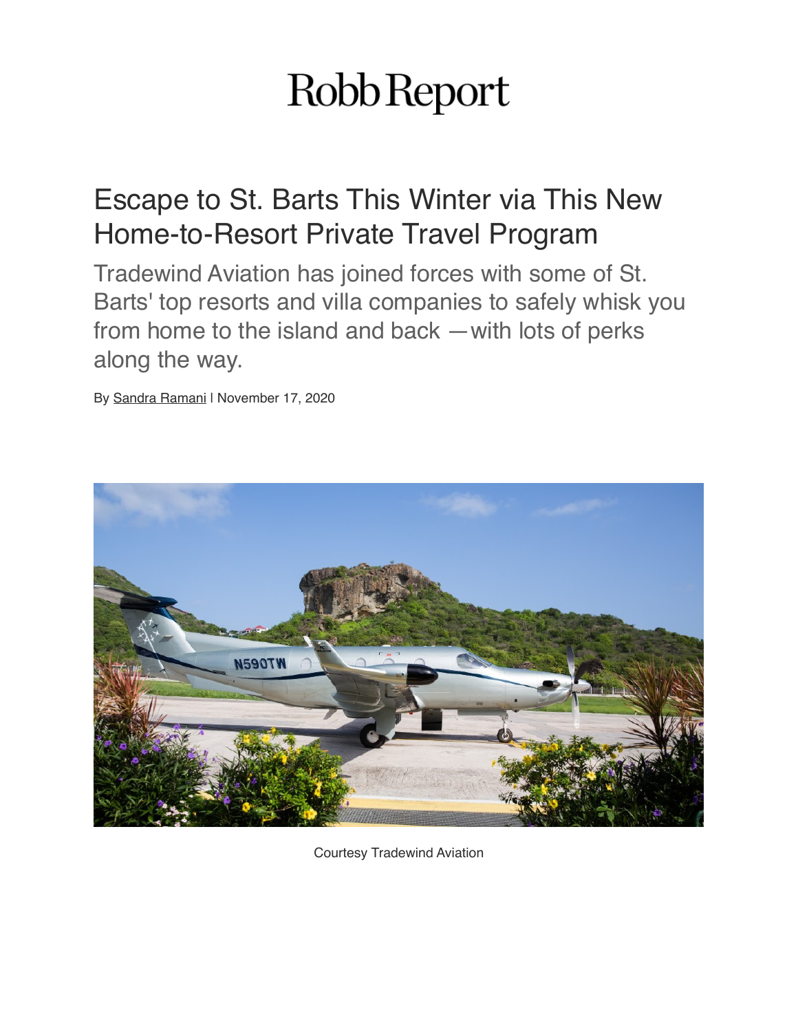Robb Report

# Escape to St. Barts This Winter via This New Home-to-Resort Private Travel Program

Tradewind Aviation has joined forces with some of St. Barts' top resorts and villa companies to safely whisk you from home to the island and back —with lots of perks along the way.

By Sandra Ramani | November 17, 2020

Courtesy Tradewind Aviation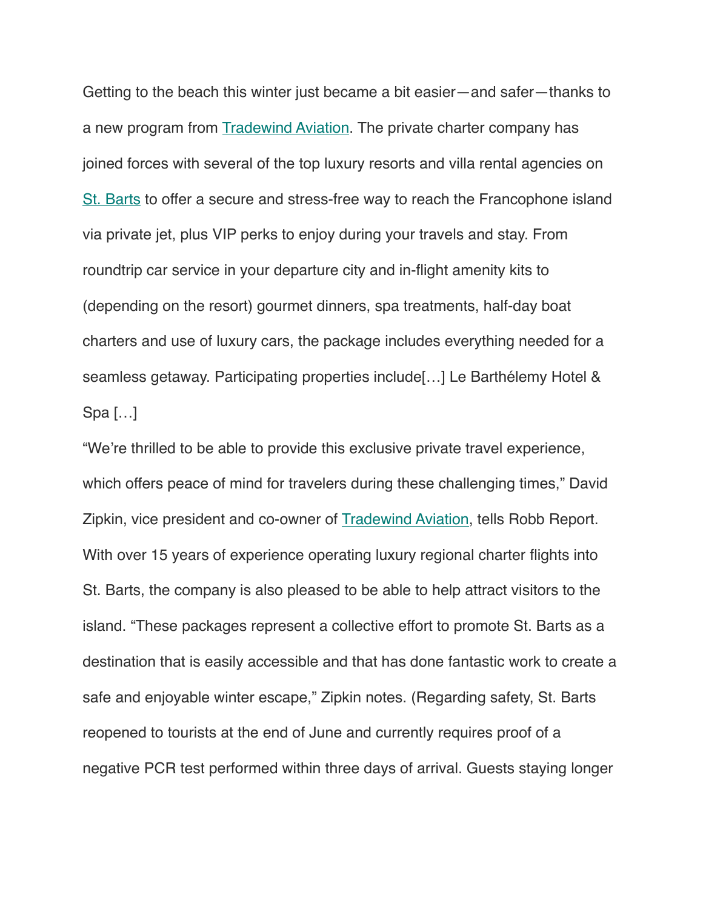Getting to the beach this winter just became a bit easier—and safer—thanks to a new program from [Tradewind Aviation](). The private charter company has joined forces with several of the top luxury resorts and villa rental agencies on [St. Barts]() to offer a secure and stress-free way to reach the Francophone island via private jet, plus VIP perks to enjoy during your travels and stay. From roundtrip car service in your departure city and in-flight amenity kits to (depending on the resort) gourmet dinners, spa treatments, half-day boat charters and use of luxury cars, the package includes everything needed for a seamless getaway. Participating properties include[…] Le Barthélemy Hotel & Spa […]

"We're thrilled to be able to provide this exclusive private travel experience, which offers peace of mind for travelers during these challenging times," David Zipkin, vice president and co-owner of [Tradewind Aviation](), tells Robb Report. With over 15 years of experience operating luxury regional charter flights into St. Barts, the company is also pleased to be able to help attract visitors to the island. "These packages represent a collective effort to promote St. Barts as a destination that is easily accessible and that has done fantastic work to create a safe and enjoyable winter escape," Zipkin notes. (Regarding safety, St. Barts reopened to tourists at the end of June and currently requires proof of a negative PCR test performed within three days of arrival. Guests staying longer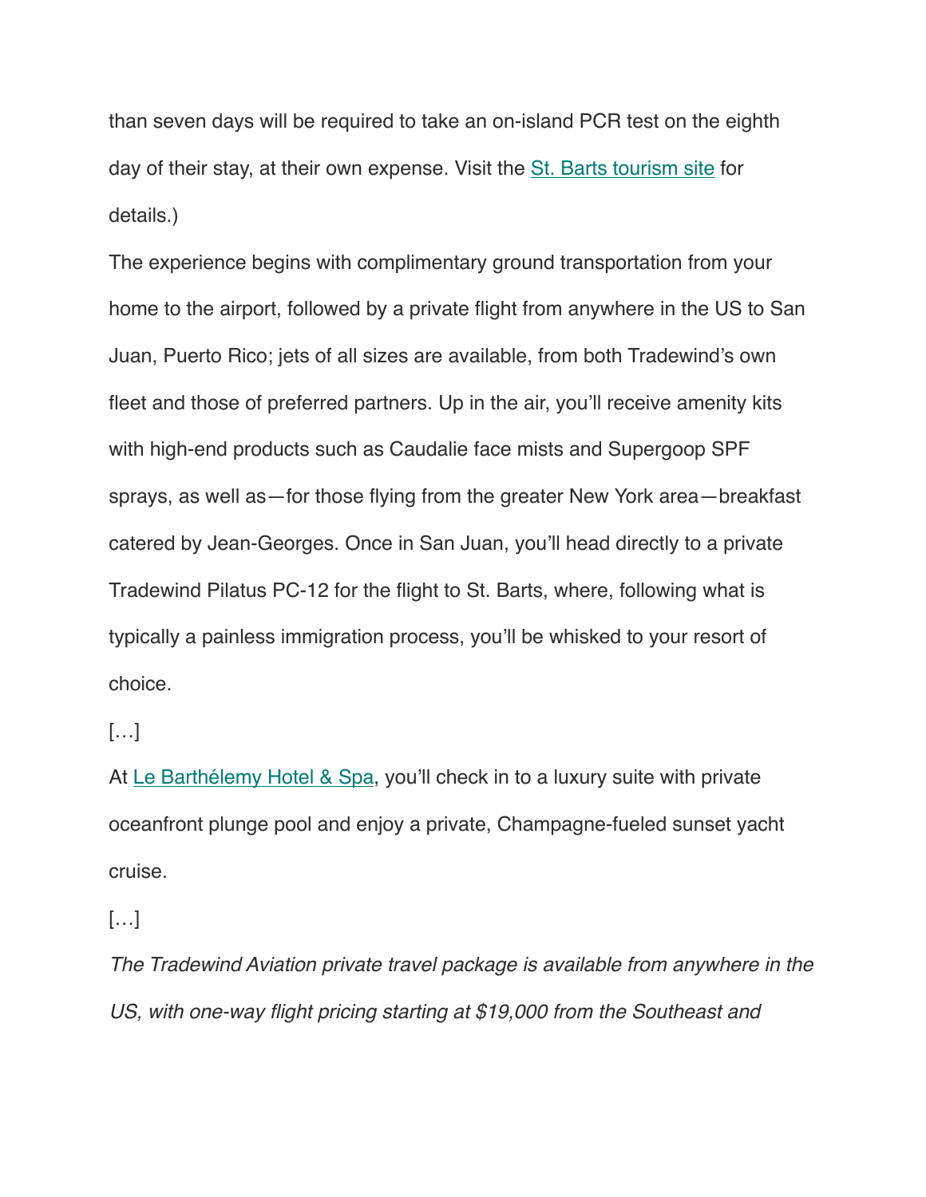than seven days will be required to take an on-island PCR test on the eighth day of their stay, at their own expense. Visit the St. Barts tourism site for details.)

The experience begins with complimentary ground transportation from your home to the airport, followed by a private flight from anywhere in the US to San Juan, Puerto Rico; jets of all sizes are available, from both Tradewind's own fleet and those of preferred partners. Up in the air, you'll receive amenity kits with high-end products such as Caudalie face mists and Supergoop SPF sprays, as well as—for those flying from the greater New York area—breakfast catered by Jean-Georges. Once in San Juan, you'll head directly to a private Tradewind Pilatus PC-12 for the flight to St. Barts, where, following what is typically a painless immigration process, you'll be whisked to your resort of choice.

[…]

At Le Barthélemy Hotel & Spa, you'll check in to a luxury suite with private oceanfront plunge pool and enjoy a private, Champagne-fueled sunset yacht cruise.

[…]

*The Tradewind Aviation private travel package is available from anywhere in the US, with one-way flight pricing starting at $19,000 from the Southeast and*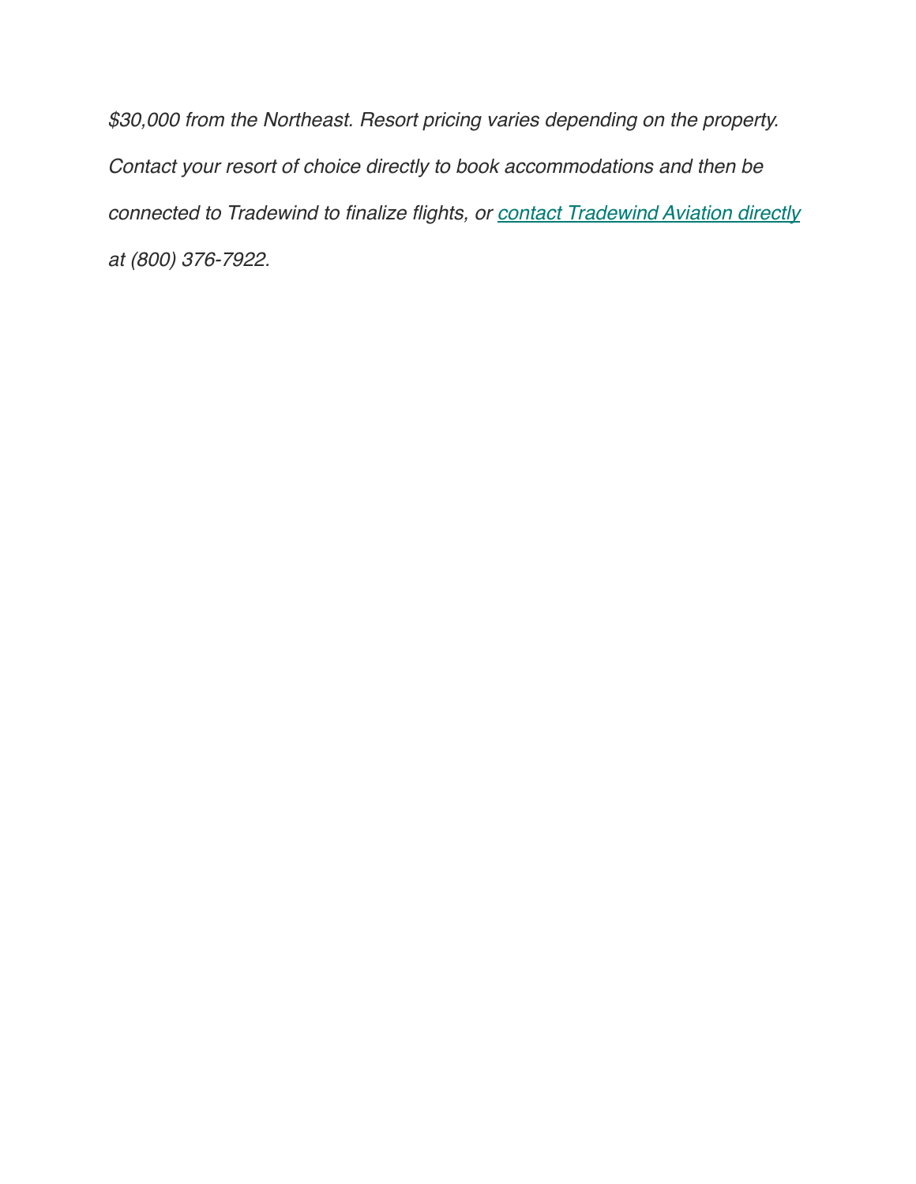*$30,000 from the Northeast. Resort pricing varies depending on the property. Contact your resort of choice directly to book accommodations and then be connected to Tradewind to finalize flights, or contact Tradewind Aviation directly at (800) 376-7922.*